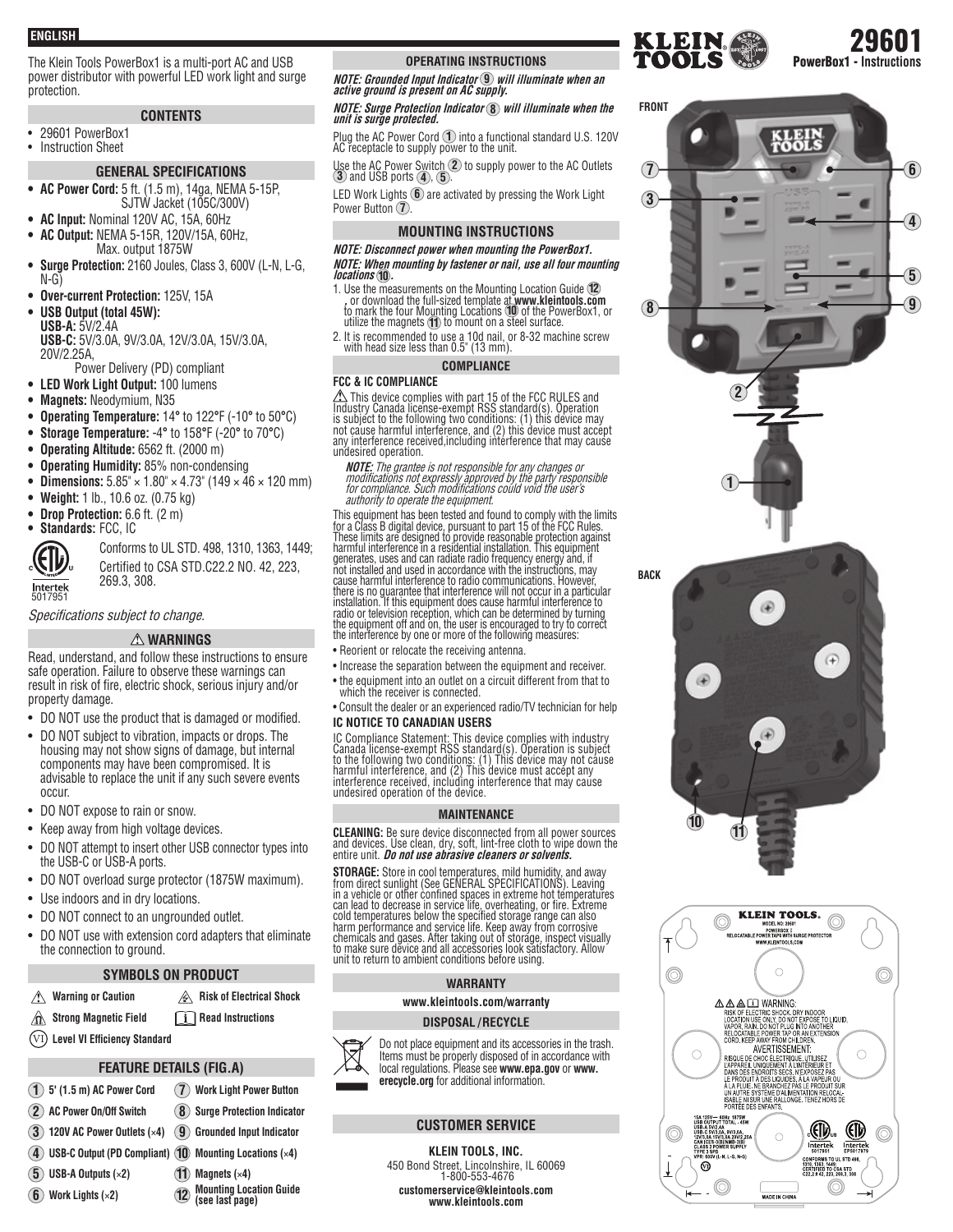ENGLISH

# 29601

**PowerBox1 - Instructions**

The Klein Tools PowerBox1 is a multi-port AC and USB power distributor with powerful LED work light and surge protection.

## CONTENTS

- 29601 PowerBox1
- Instruction Sheet

## GENERAL SPECIFICATIONS

- **AC Power Cord:** 5 ft. (1.5 m), 14ga, NEMA 5-15P, SJTW Jacket (105C/300V)
- **AC Input:** Nominal 120V AC, 15A, 60Hz
- **AC Output:** NEMA 5-15R, 120V/15A, 60Hz, Max. output 1875W
- **Surge Protection:** 2160 Joules, Class 3, 600V (L-N, L-G, N-G)
- **Over-current Protection:** 125V, 15A
- **USB Output (total 45W):**
  **USB-A:** 5V/2.4A
  **USB-C:** 5V/3.0A, 9V/3.0A, 12V/3.0A, 15V/3.0A, 20V/2.25A, Power Delivery (PD) compliant
- **LED Work Light Output:** 100 lumens
- **Magnets:** Neodymium, N35
- **Operating Temperature:** 14° to 122°F (-10° to 50°C)
- **Storage Temperature:** -4° to 158°F (-20° to 70°C)
- **Operating Altitude:** 6562 ft. (2000 m)
- **Operating Humidity:** 85% non-condensing
- **Dimensions:** 5.85" × 1.80" × 4.73" (149 × 46 × 120 mm)
- **Weight:** 1 lb., 10.6 oz. (0.75 kg)
- **Drop Protection:** 6.6 ft. (2 m)
- **Standards:** FCC, IC

Intertek 5017951

Conforms to UL STD. 498, 1310, 1363, 1449; Certified to CSA STD.C22.2 NO. 42, 223, 269.3, 308.

*Specifications subject to change.*

## ⚠ WARNINGS

Read, understand, and follow these instructions to ensure safe operation. Failure to observe these warnings can result in risk of fire, electric shock, serious injury and/or property damage.

- DO NOT use the product that is damaged or modified.
- DO NOT subject to vibration, impacts or drops. The housing may not show signs of damage, but internal components may have been compromised. It is advisable to replace the unit if any such severe events occur.
- DO NOT expose to rain or snow.
- Keep away from high voltage devices.
- DO NOT attempt to insert other USB connector types into the USB-C or USB-A ports.
- DO NOT overload surge protector (1875W maximum).
- Use indoors and in dry locations.
- DO NOT connect to an ungrounded outlet.
- DO NOT use with extension cord adapters that eliminate the connection to ground.

## SYMBOLS ON PRODUCT

- **Warning or Caution**
- **Risk of Electrical Shock**
- **Strong Magnetic Field**
- **Read Instructions**
- **Level VI Efficiency Standard**

## FEATURE DETAILS (FIG.A)

1. **5' (1.5 m) AC Power Cord**
2. **AC Power On/Off Switch**
3. **120V AC Power Outlets (×4)**
4. **USB-C Output (PD Compliant)**
5. **USB-A Outputs (×2)**
6. **Work Lights (×2)**
7. **Work Light Power Button**
8. **Surge Protection Indicator**
9. **Grounded Input Indicator**
10. **Mounting Locations (×4)**
11. **Magnets (×4)**
12. **Mounting Location Guide (see last page)**

## OPERATING INSTRUCTIONS

***NOTE: Grounded Input Indicator ⑨ will illuminate when an active ground is present on AC supply.***

***NOTE: Surge Protection Indicator ⑧ will illuminate when the unit is surge protected.***

Plug the AC Power Cord ① into a functional standard U.S. 120V AC receptacle to supply power to the unit.

Use the AC Power Switch ② to supply power to the AC Outlets ③ and USB ports ④, ⑤.

LED Work Lights ⑥ are activated by pressing the Work Light Power Button ⑦.

## MOUNTING INSTRUCTIONS

***NOTE: Disconnect power when mounting the PowerBox1.***

***NOTE: When mounting by fastener or nail, use all four mounting locations ⑩.***

1. Use the measurements on the Mounting Location Guide ⑫, or download the full-sized template at **www.kleintools.com** to mark the four Mounting Locations ⑩ of the PowerBox1, or utilize the magnets ⑪ to mount on a steel surface.
2. It is recommended to use a 10d nail, or 8-32 machine screw with head size less than 0.5" (13 mm).

## COMPLIANCE

### FCC & IC COMPLIANCE

⚠ This device complies with part 15 of the FCC RULES and Industry Canada license-exempt RSS standard(s). Operation is subject to the following two conditions: (1) this device may not cause harmful interference, and (2) this device must accept any interference received,including interference that may cause undesired operation.

***NOTE:*** *The grantee is not responsible for any changes or modifications not expressly approved by the party responsible for compliance. Such modifications could void the user's authority to operate the equipment.*

This equipment has been tested and found to comply with the limits for a Class B digital device, pursuant to part 15 of the FCC Rules. These limits are designed to provide reasonable protection against harmful interference in a residential installation. This equipment generates, uses and can radiate radio frequency energy and, if not installed and used in accordance with the instructions, may cause harmful interference to radio communications. However, there is no guarantee that interference will not occur in a particular installation. If this equipment does cause harmful interference to radio or television reception, which can be determined by turning the equipment off and on, the user is encouraged to try to correct the interference by one or more of the following measures:

- Reorient or relocate the receiving antenna.
- Increase the separation between the equipment and receiver.
- the equipment into an outlet on a circuit different from that to which the receiver is connected.
- Consult the dealer or an experienced radio/TV technician for help

### IC NOTICE TO CANADIAN USERS

IC Compliance Statement: This device complies with industry Canada license-exempt RSS standard(s). Operation is subject to the following two conditions: (1) This device may not cause harmful interference, and (2) This device must accept any interference received, including interference that may cause undesired operation of the device.

## MAINTENANCE

**CLEANING:** Be sure device disconnected from all power sources and devices. Use clean, dry, soft, lint-free cloth to wipe down the entire unit. ***Do not use abrasive cleaners or solvents.***

**STORAGE:** Store in cool temperatures, mild humidity, and away from direct sunlight (See GENERAL SPECIFICATIONS). Leaving in a vehicle or other confined spaces in extreme hot temperatures can lead to decrease in service life, overheating, or fire. Extreme cold temperatures below the specified storage range can also harm performance and service life. Keep away from corrosive chemicals and gases. After taking out of storage, inspect visually to make sure device and all accessories look satisfactory. Allow unit to return to ambient conditions before using.

## WARRANTY

**www.kleintools.com/warranty**

## DISPOSAL / RECYCLE

Do not place equipment and its accessories in the trash. Items must be properly disposed of in accordance with local regulations. Please see **www.epa.gov** or **www.erecycle.org** for additional information.

## CUSTOMER SERVICE

**KLEIN TOOLS, INC.**
450 Bond Street, Lincolnshire, IL 60069
1-800-553-4676
**customerservice@kleintools.com**
**www.kleintools.com**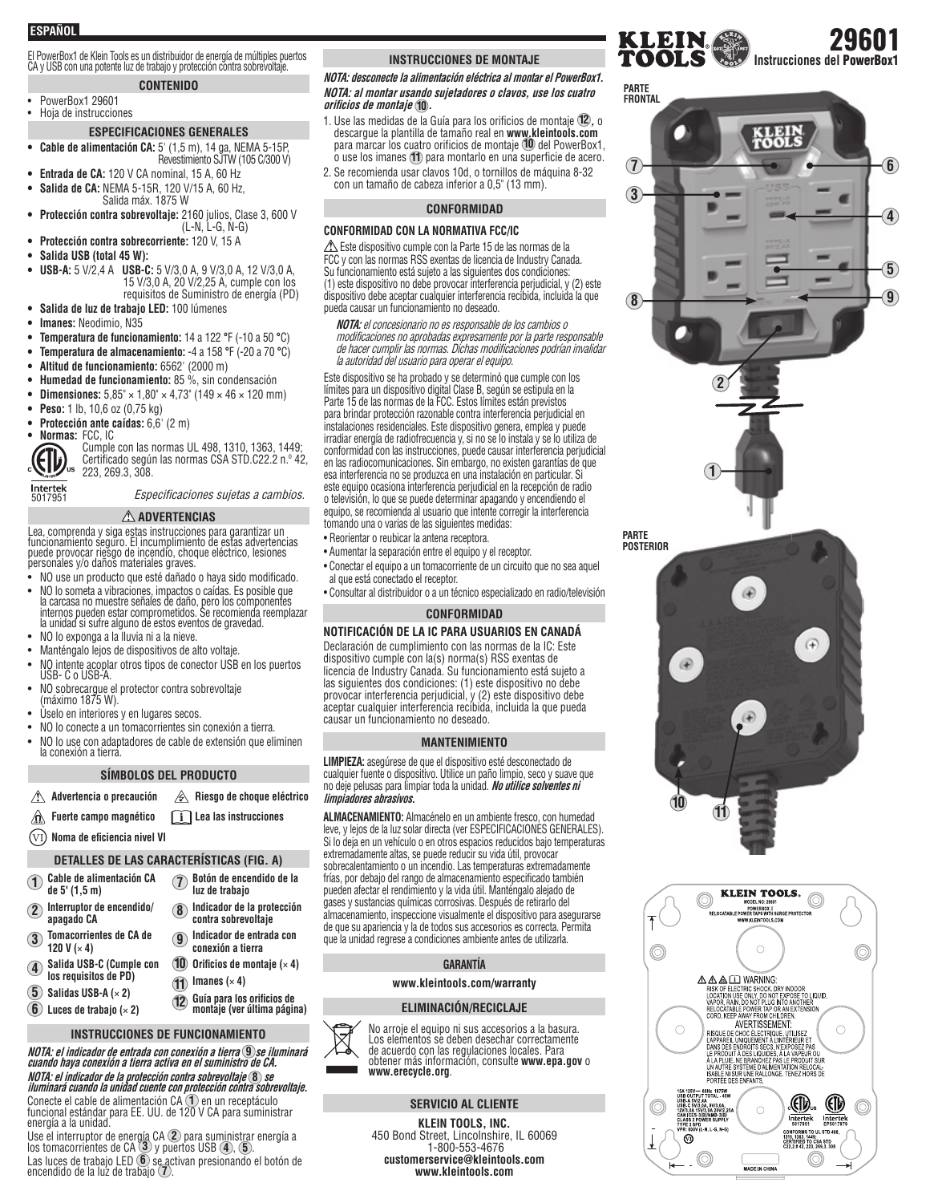**ESPAÑOL**

# 29601 Instrucciones del PowerBox1

El PowerBox1 de Klein Tools es un distribuidor de energía de múltiples puertos CA y USB con una potente luz de trabajo y protección contra sobrevoltaje.

## CONTENIDO

- PowerBox1 29601
- Hoja de instrucciones

## ESPECIFICACIONES GENERALES

- **Cable de alimentación CA:** 5' (1,5 m), 14 ga, NEMA 5-15P, Revestimiento SJTW (105 C/300 V)
- **Entrada de CA:** 120 V CA nominal, 15 A, 60 Hz
- **Salida de CA:** NEMA 5-15R, 120 V/15 A, 60 Hz, Salida máx. 1875 W
- **Protección contra sobrevoltaje:** 2160 julios, Clase 3, 600 V (L-N, L-G, N-G)
- **Protección contra sobrecorriente:** 120 V, 15 A
- **Salida USB (total 45 W):**
- **USB-A:** 5 V/2,4 A **USB-C:** 5 V/3,0 A, 9 V/3,0 A, 12 V/3,0 A, 15 V/3,0 A, 20 V/2,25 A, cumple con los requisitos de Suministro de energía (PD)
- **Salida de luz de trabajo LED:** 100 lúmenes
- **Imanes:** Neodimio, N35
- **Temperatura de funcionamiento:** 14 a 122 °F (-10 a 50 °C)
- **Temperatura de almacenamiento:** -4 a 158 °F (-20 a 70 °C)
- **Altitud de funcionamiento:** 6562' (2000 m)
- **Humedad de funcionamiento:** 85 %, sin condensación
- **Dimensiones:** 5,85" × 1,80" × 4,73" (149 × 46 × 120 mm)
- **Peso:** 1 lb, 10,6 oz (0,75 kg)
- **Protección ante caídas:** 6,6' (2 m)
- **Normas:** FCC, IC
  Cumple con las normas UL 498, 1310, 1363, 1449; Certificado según las normas CSA STD.C22.2 n.º 42, 223, 269.3, 308.

Intertek 5017951

*Especificaciones sujetas a cambios.*

## ⚠ ADVERTENCIAS

Lea, comprenda y siga estas instrucciones para garantizar un funcionamiento seguro. El incumplimiento de estas advertencias puede provocar riesgo de incendio, choque eléctrico, lesiones personales y/o daños materiales graves.

- NO use un producto que esté dañado o haya sido modificado.
- NO lo someta a vibraciones, impactos o caídas. Es posible que la carcasa no muestre señales de daño, pero los componentes internos pueden estar comprometidos. Se recomienda reemplazar la unidad si sufre alguno de estos eventos de gravedad.
- NO lo exponga a la lluvia ni a la nieve.
- Manténgalo lejos de dispositivos de alto voltaje.
- NO intente acoplar otros tipos de conector USB en los puertos USB- C o USB-A.
- NO sobrecargue el protector contra sobrevoltaje (máximo 1875 W).
- Úselo en interiores y en lugares secos.
- NO lo conecte a un tomacorrientes sin conexión a tierra.
- NO lo use con adaptadores de cable de extensión que eliminen la conexión a tierra.

## SÍMBOLOS DEL PRODUCTO

- ⚠ Advertencia o precaución
- Riesgo de choque eléctrico
- Fuerte campo magnético
- Lea las instrucciones
- (VI) Noma de eficiencia nivel VI

## DETALLES DE LAS CARACTERÍSTICAS (FIG. A)

1. Cable de alimentación CA de 5' (1,5 m)
2. Interruptor de encendido/apagado CA
3. Tomacorrientes de CA de 120 V (× 4)
4. Salida USB-C (Cumple con los requisitos de PD)
5. Salidas USB-A (× 2)
6. Luces de trabajo (× 2)
7. Botón de encendido de la luz de trabajo
8. Indicador de la protección contra sobrevoltaje
9. Indicador de entrada con conexión a tierra
10. Orificios de montaje (× 4)
11. Imanes (× 4)
12. Guía para los orificios de montaje (ver última página)

## INSTRUCCIONES DE FUNCIONAMIENTO

***NOTA: el indicador de entrada con conexión a tierra ⑨ se iluminará cuando haya conexión a tierra activa en el suministro de CA.***

***NOTA: el indicador de la protección contra sobrevoltaje ⑧ se iluminará cuando la unidad cuente con protección contra sobrevoltaje.***

Conecte el cable de alimentación CA ① en un receptáculo funcional estándar para EE. UU. de 120 V CA para suministrar energía a la unidad.

Use el interruptor de energía CA ② para suministrar energía a los tomacorrientes de CA ③ y puertos USB ④, ⑤.

Las luces de trabajo LED ⑥ se activan presionando el botón de encendido de la luz de trabajo ⑦.

## INSTRUCCIONES DE MONTAJE

***NOTA: desconecte la alimentación eléctrica al montar el PowerBox1.***

***NOTA: al montar usando sujetadores o clavos, use los cuatro orificios de montaje ⑩.***

1. Use las medidas de la Guía para los orificios de montaje ⑫, o descargue la plantilla de tamaño real en **www.kleintools.com** para marcar los cuatro orificios de montaje ⑩ del PowerBox1, o use los imanes ⑪ para montarlo en una superficie de acero.
2. Se recomienda usar clavos 10d, o tornillos de máquina 8-32 con un tamaño de cabeza inferior a 0,5" (13 mm).

## CONFORMIDAD

### CONFORMIDAD CON LA NORMATIVA FCC/IC

⚠ Este dispositivo cumple con la Parte 15 de las normas de la FCC y con las normas RSS exentas de licencia de Industry Canada. Su funcionamiento está sujeto a las siguientes dos condiciones: (1) este dispositivo no debe provocar interferencia perjudicial, y (2) este dispositivo debe aceptar cualquier interferencia recibida, incluida la que pueda causar un funcionamiento no deseado.

***NOTA:*** *el concesionario no es responsable de los cambios o modificaciones no aprobadas expresamente por la parte responsable de hacer cumplir las normas. Dichas modificaciones podrían invalidar la autoridad del usuario para operar el equipo.*

Este dispositivo se ha probado y se determinó que cumple con los límites para un dispositivo digital Clase B, según se estipula en la Parte 15 de las normas de la FCC. Estos límites están previstos para brindar protección razonable contra interferencia perjudicial en instalaciones residenciales. Este dispositivo genera, emplea y puede irradiar energía de radiofrecuencia y, si no se lo instala y se lo utiliza de conformidad con las instrucciones, puede causar interferencia perjudicial en las radiocomunicaciones. Sin embargo, no existen garantías de que esa interferencia no se produzca en una instalación en particular. Si este equipo ocasiona interferencia perjudicial en la recepción de radio o televisión, lo que se puede determinar apagando y encendiendo el equipo, se recomienda al usuario que intente corregir la interferencia tomando una o varias de las siguientes medidas:

- Reorientar o reubicar la antena receptora.
- Aumentar la separación entre el equipo y el receptor.
- Conectar el equipo a un tomacorriente de un circuito que no sea aquel al que está conectado el receptor.
- Consultar al distribuidor o a un técnico especializado en radio/televisión

## CONFORMIDAD

### NOTIFICACIÓN DE LA IC PARA USUARIOS EN CANADÁ

Declaración de cumplimiento con las normas de la IC: Este dispositivo cumple con la(s) norma(s) RSS exentas de licencia de Industry Canada. Su funcionamiento está sujeto a las siguientes dos condiciones: (1) este dispositivo no debe provocar interferencia perjudicial, y (2) este dispositivo debe aceptar cualquier interferencia recibida, incluida la que pueda causar un funcionamiento no deseado.

## MANTENIMIENTO

**LIMPIEZA:** asegúrese de que el dispositivo esté desconectado de cualquier fuente o dispositivo. Utilice un paño limpio, seco y suave que no deje pelusas para limpiar toda la unidad. ***No utilice solventes ni limpiadores abrasivos.***

**ALMACENAMIENTO:** Almacénelo en un ambiente fresco, con humedad leve, y lejos de la luz solar directa (ver ESPECIFICACIONES GENERALES). Si lo deja en un vehículo o en otros espacios reducidos bajo temperaturas extremadamente altas, se puede reducir su vida útil, provocar sobrecalentamiento o un incendio. Las temperaturas extremadamente frías, por debajo del rango de almacenamiento especificado también pueden afectar el rendimiento y la vida útil. Manténgalo alejado de gases y sustancias químicas corrosivas. Después de retirarlo del almacenamiento, inspeccione visualmente el dispositivo para asegurarse de que su apariencia y la de todos sus accesorios es correcta. Permita que la unidad regrese a condiciones ambiente antes de utilizarla.

## GARANTÍA

**www.kleintools.com/warranty**

## ELIMINACIÓN/RECICLAJE

No arroje el equipo ni sus accesorios a la basura. Los elementos se deben desechar correctamente de acuerdo con las regulaciones locales. Para obtener más información, consulte **www.epa.gov** o **www.erecycle.org**.

## SERVICIO AL CLIENTE

**KLEIN TOOLS, INC.**
450 Bond Street, Lincolnshire, IL 60069
1-800-553-4676
**customerservice@kleintools.com**
**www.kleintools.com**

PARTE FRONTAL

PARTE POSTERIOR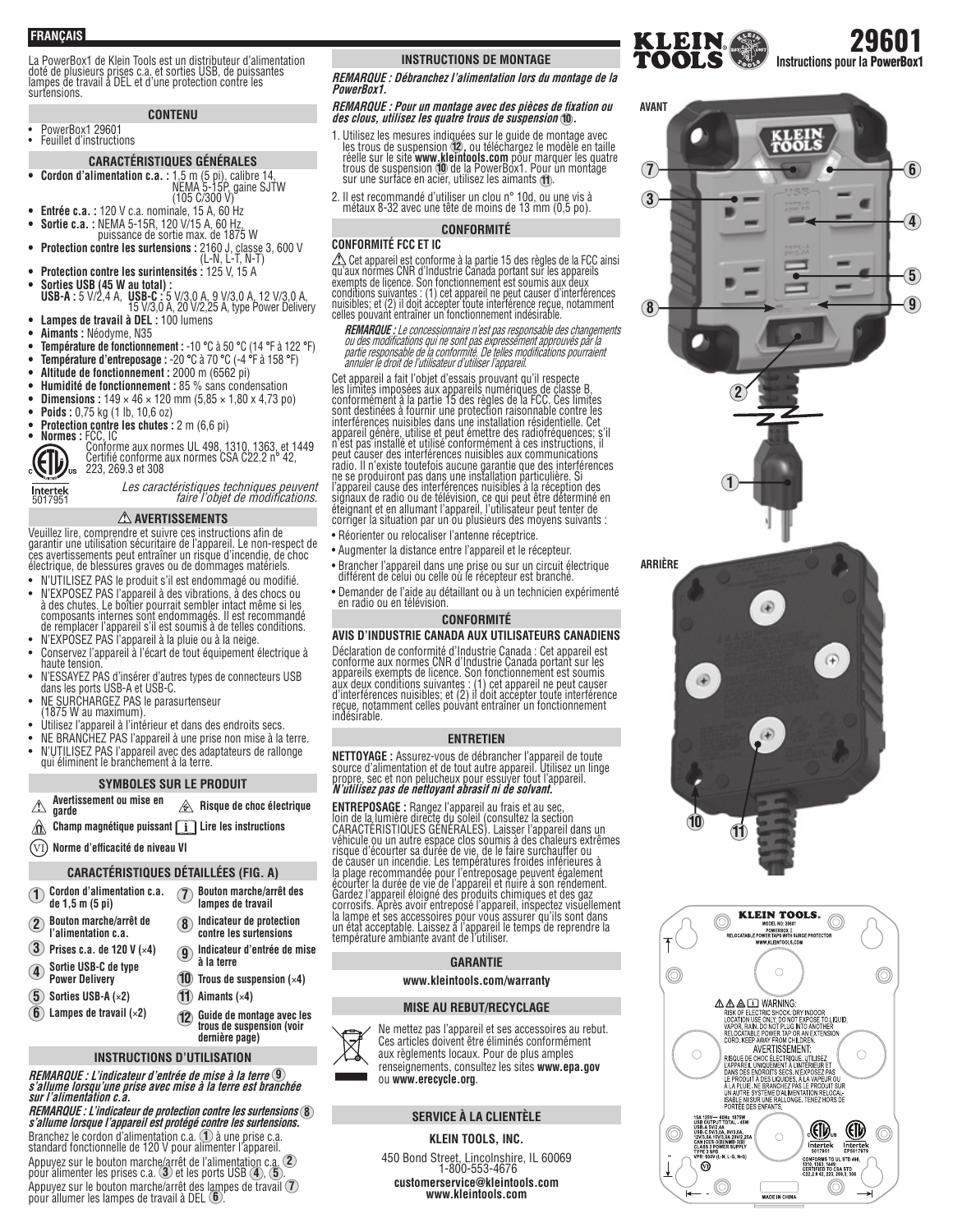FRANÇAIS

# 29601

**Instructions pour la PowerBox1**

La PowerBox1 de Klein Tools est un distributeur d'alimentation doté de plusieurs prises c.a. et sorties USB, de puissantes lampes de travail à DEL et d'une protection contre les surtensions.

## CONTENU

- PowerBox1 29601
- Feuillet d'instructions

## CARACTÉRISTIQUES GÉNÉRALES

- **Cordon d'alimentation c.a. :** 1,5 m (5 pi), calibre 14, NEMA 5-15P, gaine SJTW (105 C/300 V)
- **Entrée c.a. :** 120 V c.a. nominale, 15 A, 60 Hz
- **Sortie c.a. :** NEMA 5-15R, 120 V/15 A, 60 Hz, puissance de sortie max. de 1875 W
- **Protection contre les surtensions :** 2160 J, classe 3, 600 V (L-N, L-T, N-T)
- **Protection contre les surintensités :** 125 V, 15 A
- **Sorties USB (45 W au total) :** **USB-A :** 5 V/2,4 A, **USB-C :** 5 V/3,0 A, 9 V/3,0 A, 12 V/3,0 A, 15 V/3,0 A, 20 V/2,25 A, type Power Delivery
- **Lampes de travail à DEL :** 100 lumens
- **Aimants :** Néodyme, N35
- **Température de fonctionnement :** -10 °C à 50 °C (14 °F à 122 °F)
- **Température d'entreposage :** -20 °C à 70 °C (-4 °F à 158 °F)
- **Altitude de fonctionnement :** 2000 m (6562 pi)
- **Humidité de fonctionnement :** 85 % sans condensation
- **Dimensions :** 149 × 46 × 120 mm (5,85 × 1,80 x 4,73 po)
- **Poids :** 0,75 kg (1 lb, 10,6 oz)
- **Protection contre les chutes :** 2 m (6,6 pi)
- **Normes :** FCC, IC
  Conforme aux normes UL 498, 1310, 1363, et 1449
  Certifié conforme aux normes CSA C22.2 n° 42, 223, 269.3 et 308

Intertek 5017951

*Les caractéristiques techniques peuvent faire l'objet de modifications.*

## ⚠ AVERTISSEMENTS

Veuillez lire, comprendre et suivre ces instructions afin de garantir une utilisation sécuritaire de l'appareil. Le non-respect de ces avertissements peut entraîner un risque d'incendie, de choc électrique, de blessures graves ou de dommages matériels.

- N'UTILISEZ PAS le produit s'il est endommagé ou modifié.
- N'EXPOSEZ PAS l'appareil à des vibrations, à des chocs ou à des chutes. Le boîtier pourrait sembler intact même si les composants internes sont endommagés. Il est recommandé de remplacer l'appareil s'il est soumis à de telles conditions.
- N'EXPOSEZ PAS l'appareil à la pluie ou à la neige.
- Conservez l'appareil à l'écart de tout équipement électrique à haute tension.
- N'ESSAYEZ PAS d'insérer d'autres types de connecteurs USB dans les ports USB-A et USB-C.
- NE SURCHARGEZ PAS le parasurtenseur (1875 W au maximum).
- Utilisez l'appareil à l'intérieur et dans des endroits secs.
- NE BRANCHEZ PAS l'appareil à une prise non mise à la terre.
- N'UTILISEZ PAS l'appareil avec des adaptateurs de rallonge qui éliminent le branchement à la terre.

## SYMBOLES SUR LE PRODUIT

| | |
|---|---|
| ⚠ Avertissement ou mise en garde | Risque de choc électrique |
| Champ magnétique puissant | [i] Lire les instructions |
| (VI) Norme d'efficacité de niveau VI | |

## CARACTÉRISTIQUES DÉTAILLÉES (FIG. A)

| | |
|---|---|
| 1 Cordon d'alimentation c.a. de 1,5 m (5 pi) | 7 Bouton marche/arrêt des lampes de travail |
| 2 Bouton marche/arrêt de l'alimentation c.a. | 8 Indicateur de protection contre les surtensions |
| 3 Prises c.a. de 120 V (×4) | 9 Indicateur d'entrée de mise à la terre |
| 4 Sortie USB-C de type Power Delivery | 10 Trous de suspension (×4) |
| 5 Sorties USB-A (×2) | 11 Aimants (×4) |
| 6 Lampes de travail (×2) | 12 Guide de montage avec les trous de suspension (voir dernière page) |

## INSTRUCTIONS D'UTILISATION

***REMARQUE : L'indicateur d'entrée de mise à la terre (9) s'allume lorsqu'une prise avec mise à la terre est branchée sur l'alimentation c.a.***

***REMARQUE : L'indicateur de protection contre les surtensions (8) s'allume lorsque l'appareil est protégé contre les surtensions.***

Branchez le cordon d'alimentation c.a. (1) à une prise c.a. standard fonctionnelle de 120 V pour alimenter l'appareil.

Appuyez sur le bouton marche/arrêt de l'alimentation c.a. (2) pour alimenter les prises c.a. (3) et les ports USB (4), (5).

Appuyez sur le bouton marche/arrêt des lampes de travail (7) pour allumer les lampes de travail à DEL (6).

## INSTRUCTIONS DE MONTAGE

***REMARQUE : Débranchez l'alimentation lors du montage de la PowerBox1.***

***REMARQUE : Pour un montage avec des pièces de fixation ou des clous, utilisez les quatre trous de suspension (10).***

1. Utilisez les mesures indiquées sur le guide de montage avec les trous de suspension (12), ou téléchargez le modèle en taille réelle sur le site **www.kleintools.com** pour marquer les quatre trous de suspension (10) de la PowerBox1. Pour un montage sur une surface en acier, utilisez les aimants (11).
2. Il est recommandé d'utiliser un clou n° 10d, ou une vis à métaux 8-32 avec une tête de moins de 13 mm (0,5 po).

## CONFORMITÉ

### CONFORMITÉ FCC ET IC

⚠ Cet appareil est conforme à la partie 15 des règles de la FCC ainsi qu'aux normes CNR d'Industrie Canada portant sur les appareils exempts de licence. Son fonctionnement est soumis aux deux conditions suivantes : (1) cet appareil ne peut causer d'interférences nuisibles; et (2) il doit accepter toute interférence reçue, notamment celles pouvant entraîner un fonctionnement indésirable.

*__REMARQUE :__ Le concessionnaire n'est pas responsable des changements ou des modifications qui ne sont pas expressément approuvés par la partie responsable de la conformité. De telles modifications pourraient annuler le droit de l'utilisateur d'utiliser l'appareil.*

Cet appareil a fait l'objet d'essais prouvant qu'il respecte les limites imposées aux appareils numériques de classe B, conformément à la partie 15 des règles de la FCC. Ces limites sont destinées à fournir une protection raisonnable contre les interférences nuisibles dans une installation résidentielle. Cet appareil génère, utilise et peut émettre des radiofréquences; s'il n'est pas installé et utilisé conformément à ces instructions, il peut causer des interférences nuisibles aux communications radio. Il n'existe toutefois aucune garantie que des interférences ne se produiront pas dans une installation particulière. Si l'appareil cause des interférences nuisibles à la réception des signaux de radio ou de télévision, ce qui peut être déterminé en éteignant et en allumant l'appareil, l'utilisateur peut tenter de corriger la situation par un ou plusieurs des moyens suivants :

- Réorienter ou relocaliser l'antenne réceptrice.
- Augmenter la distance entre l'appareil et le récepteur.
- Brancher l'appareil dans une prise ou sur un circuit électrique différent de celui ou celle où le récepteur est branché.
- Demander de l'aide au détaillant ou à un technicien expérimenté en radio ou en télévision.

## CONFORMITÉ

### AVIS D'INDUSTRIE CANADA AUX UTILISATEURS CANADIENS

Déclaration de conformité d'Industrie Canada : Cet appareil est conforme aux normes CNR d'Industrie Canada portant sur les appareils exempts de licence. Son fonctionnement est soumis aux deux conditions suivantes : (1) cet appareil ne peut causer d'interférences nuisibles; et (2) il doit accepter toute interférence reçue, notamment celles pouvant entraîner un fonctionnement indésirable.

## ENTRETIEN

**NETTOYAGE :** Assurez-vous de débrancher l'appareil de toute source d'alimentation et de tout autre appareil. Utilisez un linge propre, sec et non pelucheux pour essuyer tout l'appareil. ***N'utilisez pas de nettoyant abrasif ni de solvant.***

**ENTREPOSAGE :** Rangez l'appareil au frais et au sec, loin de la lumière directe du soleil (consultez la section CARACTÉRISTIQUES GÉNÉRALES). Laisser l'appareil dans un véhicule ou un autre espace clos soumis à des chaleurs extrêmes risque d'écourter sa durée de vie, de le faire surchauffer ou de causer un incendie. Les températures froides inférieures à la plage recommandée pour l'entreposage peuvent également écourter la durée de vie de l'appareil et nuire à son rendement. Gardez l'appareil éloigné des produits chimiques et des gaz corrosifs. Après avoir entreposé l'appareil, inspectez visuellement la lampe et ses accessoires pour vous assurer qu'ils sont dans un état acceptable. Laissez à l'appareil le temps de reprendre la température ambiante avant de l'utiliser.

## GARANTIE

**www.kleintools.com/warranty**

## MISE AU REBUT/RECYCLAGE

Ne mettez pas l'appareil et ses accessoires au rebut. Ces articles doivent être éliminés conformément aux règlements locaux. Pour de plus amples renseignements, consultez les sites **www.epa.gov** ou **www.erecycle.org**.

## SERVICE À LA CLIENTÈLE

**KLEIN TOOLS, INC.**

450 Bond Street, Lincolnshire, IL 60069
1-800-553-4676
**customerservice@kleintools.com**
**www.kleintools.com**

AVANT

ARRIÈRE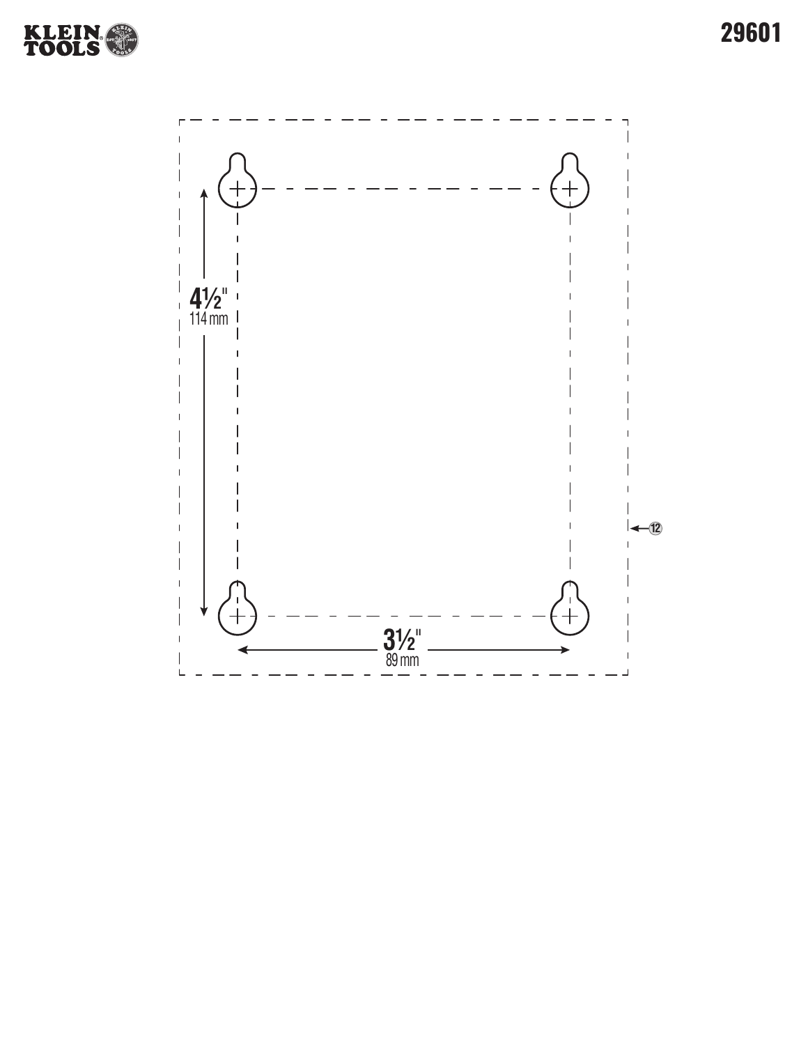4½"
114 mm

3½"
89 mm

12